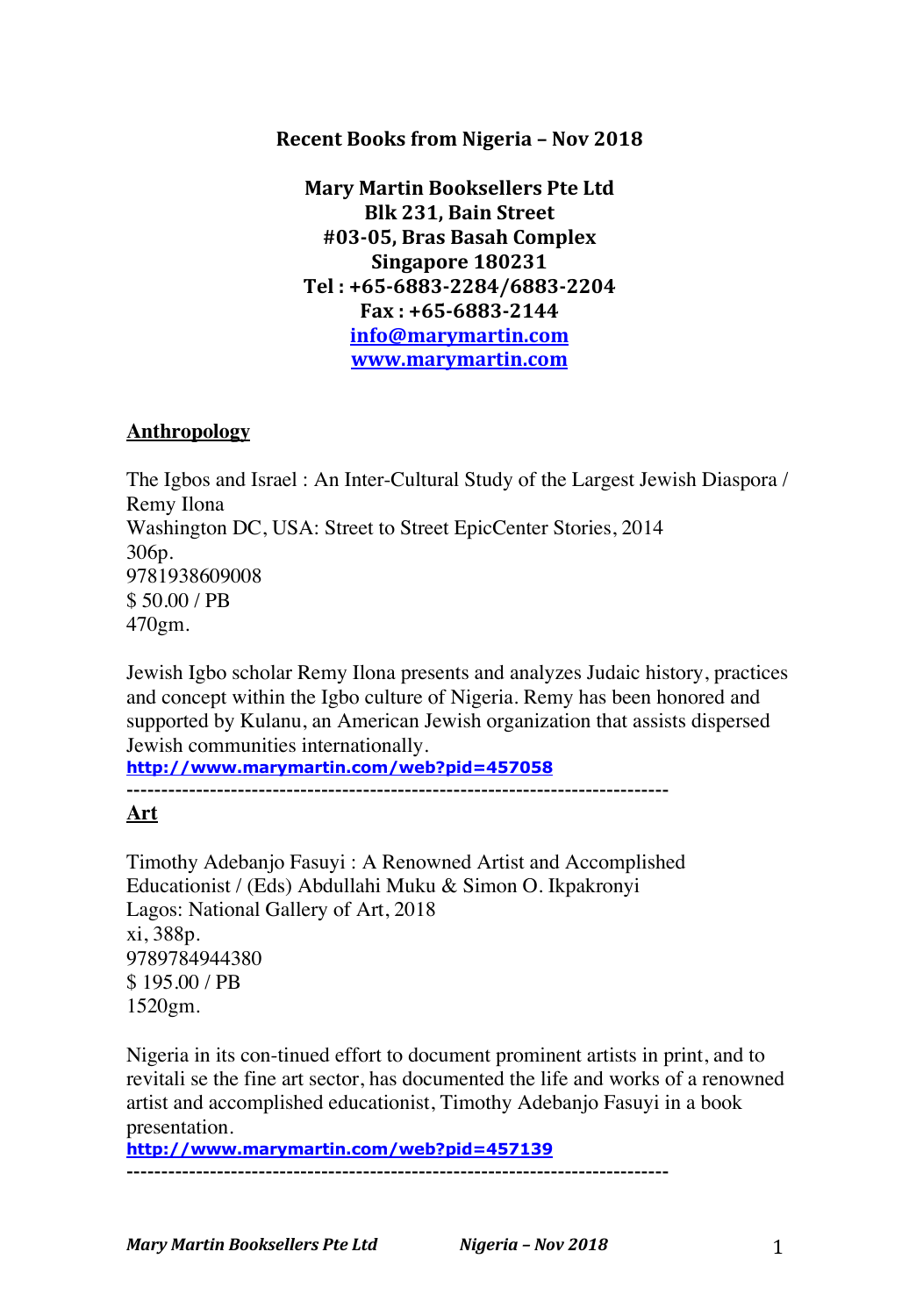**Recent Books from Nigeria – Nov 2018**

**Mary Martin Booksellers Pte Ltd**
**Blk 231, Bain Street**
**#03-05, Bras Basah Complex**
**Singapore 180231**
**Tel : +65-6883-2284/6883-2204**
**Fax : +65-6883-2144**
**info@marymartin.com**
**www.marymartin.com**

## Anthropology

The Igbos and Israel : An Inter-Cultural Study of the Largest Jewish Diaspora / Remy Ilona
Washington DC, USA: Street to Street EpicCenter Stories, 2014
306p.
9781938609008
$ 50.00 / PB
470gm.

Jewish Igbo scholar Remy Ilona presents and analyzes Judaic history, practices and concept within the Igbo culture of Nigeria. Remy has been honored and supported by Kulanu, an American Jewish organization that assists dispersed Jewish communities internationally.
**http://www.marymartin.com/web?pid=457058**

---

## Art

Timothy Adebanjo Fasuyi : A Renowned Artist and Accomplished Educationist / (Eds) Abdullahi Muku & Simon O. Ikpakronyi
Lagos: National Gallery of Art, 2018
xi, 388p.
9789784944380
$ 195.00 / PB
1520gm.

Nigeria in its con-tinued effort to document prominent artists in print, and to revitali se the fine art sector, has documented the life and works of a renowned artist and accomplished educationist, Timothy Adebanjo Fasuyi in a book presentation.
**http://www.marymartin.com/web?pid=457139**

---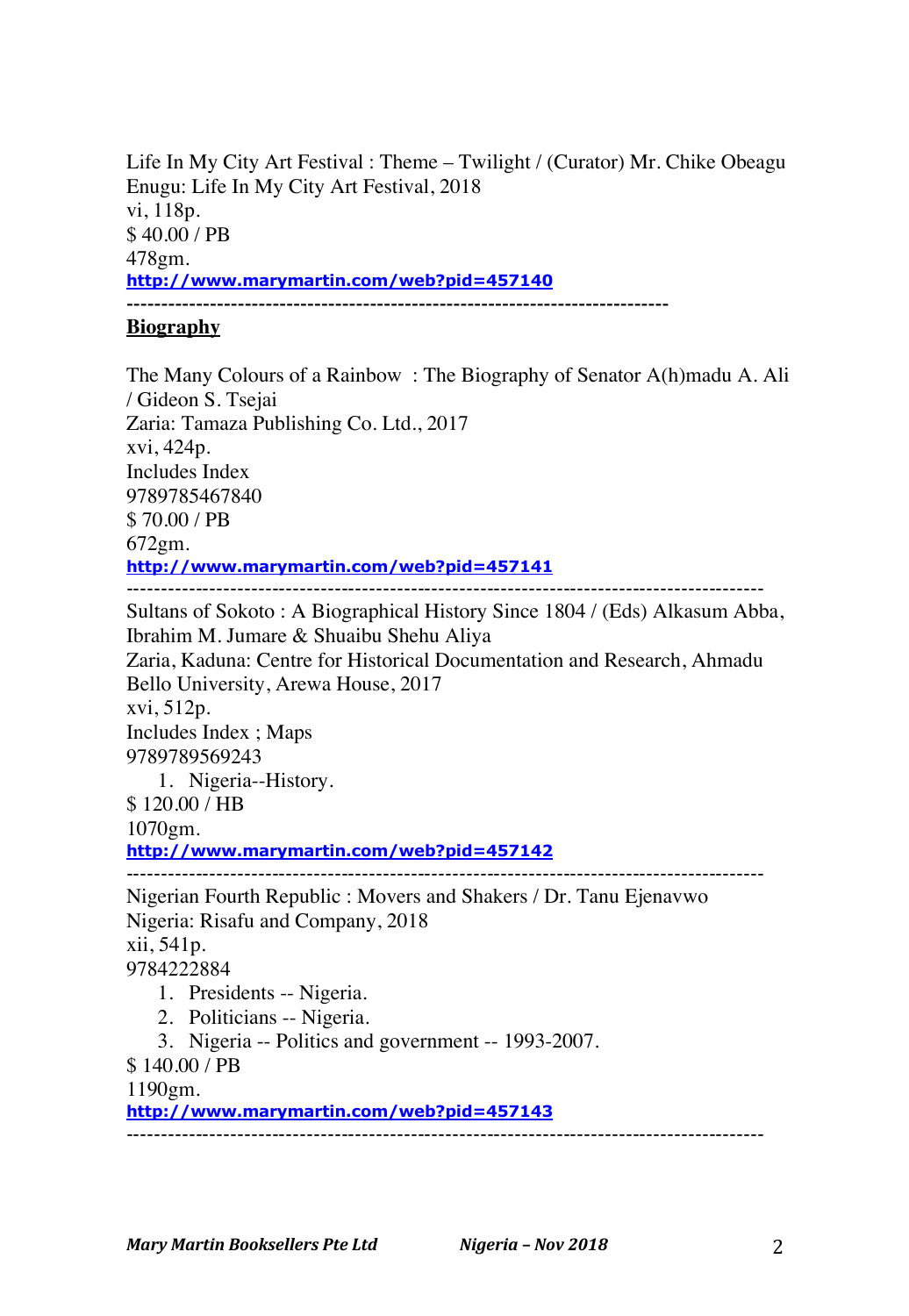Life In My City Art Festival : Theme – Twilight / (Curator) Mr. Chike Obeagu
Enugu: Life In My City Art Festival, 2018
vi, 118p.
$ 40.00 / PB
478gm.
**http://www.marymartin.com/web?pid=457140**

---

## Biography

The Many Colours of a Rainbow : The Biography of Senator A(h)madu A. Ali / Gideon S. Tsejai
Zaria: Tamaza Publishing Co. Ltd., 2017
xvi, 424p.
Includes Index
9789785467840
$ 70.00 / PB
672gm.
**http://www.marymartin.com/web?pid=457141**

---

Sultans of Sokoto : A Biographical History Since 1804 / (Eds) Alkasum Abba, Ibrahim M. Jumare & Shuaibu Shehu Aliya
Zaria, Kaduna: Centre for Historical Documentation and Research, Ahmadu Bello University, Arewa House, 2017
xvi, 512p.
Includes Index ; Maps
9789789569243

1. Nigeria--History.

$ 120.00 / HB
1070gm.
**http://www.marymartin.com/web?pid=457142**

---

Nigerian Fourth Republic : Movers and Shakers / Dr. Tanu Ejenavwo
Nigeria: Risafu and Company, 2018
xii, 541p.
9784222884

1. Presidents -- Nigeria.
2. Politicians -- Nigeria.
3. Nigeria -- Politics and government -- 1993-2007.

$ 140.00 / PB
1190gm.
**http://www.marymartin.com/web?pid=457143**

---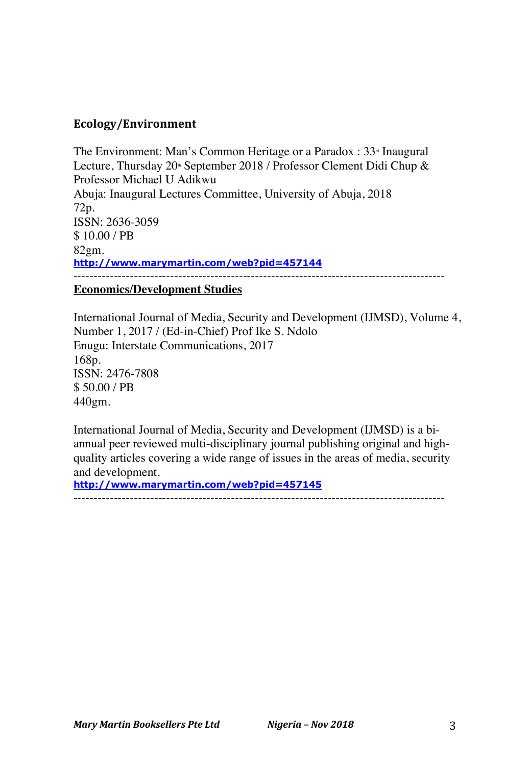## Ecology/Environment

The Environment: Man's Common Heritage or a Paradox : 33rd Inaugural Lecture, Thursday 20th September 2018 / Professor Clement Didi Chup & Professor Michael U Adikwu
Abuja: Inaugural Lectures Committee, University of Abuja, 2018
72p.
ISSN: 2636-3059
$ 10.00 / PB
82gm.
http://www.marymartin.com/web?pid=457144

------------------------------------------------------------------------------------------

## Economics/Development Studies

International Journal of Media, Security and Development (IJMSD), Volume 4, Number 1, 2017 / (Ed-in-Chief) Prof Ike S. Ndolo
Enugu: Interstate Communications, 2017
168p.
ISSN: 2476-7808
$ 50.00 / PB
440gm.

International Journal of Media, Security and Development (IJMSD) is a bi-annual peer reviewed multi-disciplinary journal publishing original and high-quality articles covering a wide range of issues in the areas of media, security and development.
http://www.marymartin.com/web?pid=457145

------------------------------------------------------------------------------------------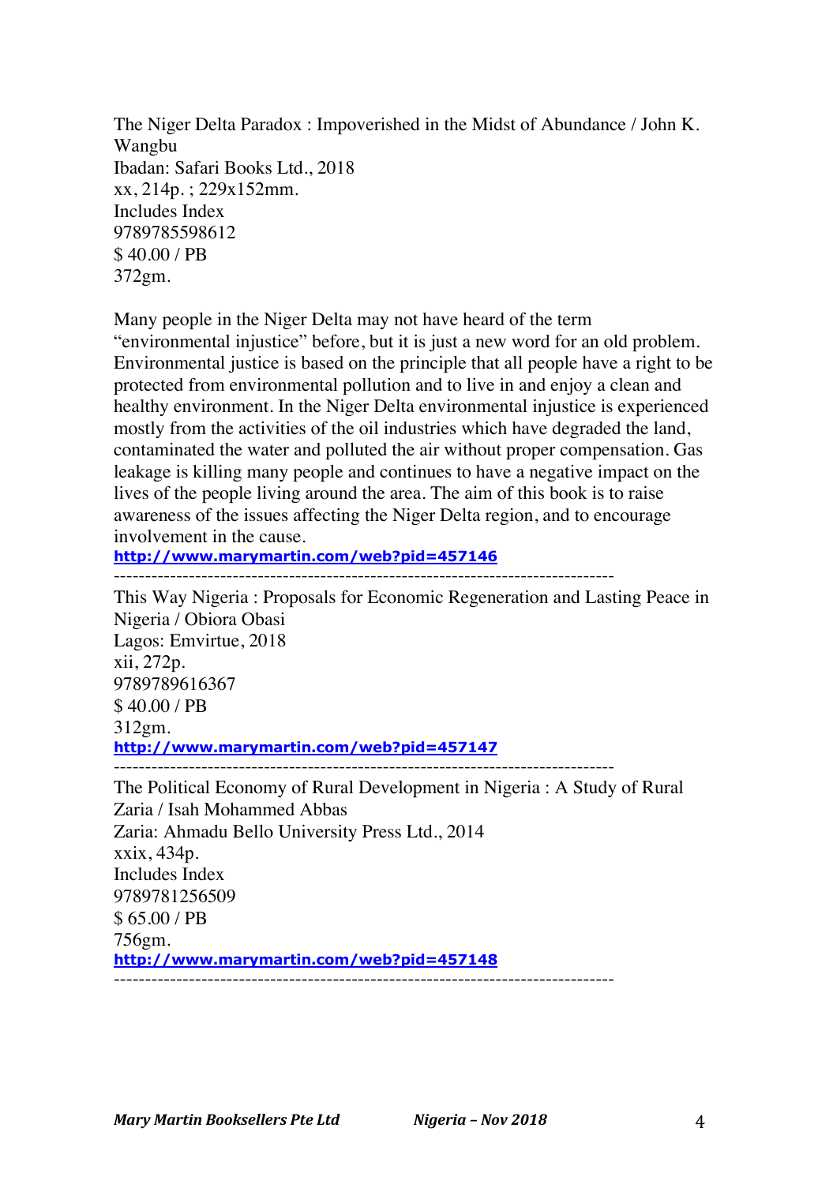The Niger Delta Paradox : Impoverished in the Midst of Abundance / John K. Wangbu
Ibadan: Safari Books Ltd., 2018
xx, 214p. ; 229x152mm.
Includes Index
9789785598612
$ 40.00 / PB
372gm.

Many people in the Niger Delta may not have heard of the term "environmental injustice" before, but it is just a new word for an old problem. Environmental justice is based on the principle that all people have a right to be protected from environmental pollution and to live in and enjoy a clean and healthy environment. In the Niger Delta environmental injustice is experienced mostly from the activities of the oil industries which have degraded the land, contaminated the water and polluted the air without proper compensation. Gas leakage is killing many people and continues to have a negative impact on the lives of the people living around the area. The aim of this book is to raise awareness of the issues affecting the Niger Delta region, and to encourage involvement in the cause.
**http://www.marymartin.com/web?pid=457146**

---

This Way Nigeria : Proposals for Economic Regeneration and Lasting Peace in Nigeria / Obiora Obasi
Lagos: Emvirtue, 2018
xii, 272p.
9789789616367
$ 40.00 / PB
312gm.
**http://www.marymartin.com/web?pid=457147**

---

The Political Economy of Rural Development in Nigeria : A Study of Rural Zaria / Isah Mohammed Abbas
Zaria: Ahmadu Bello University Press Ltd., 2014
xxix, 434p.
Includes Index
9789781256509
$ 65.00 / PB
756gm.
**http://www.marymartin.com/web?pid=457148**

---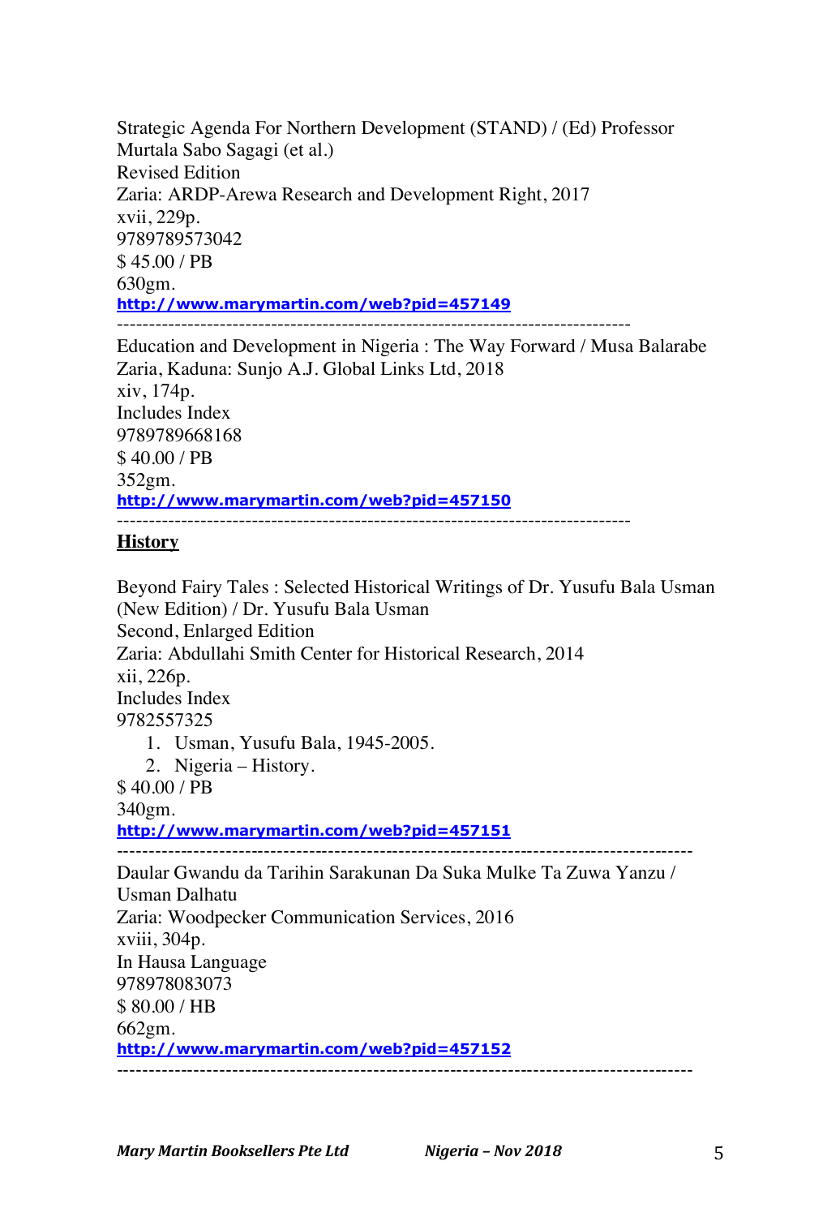Strategic Agenda For Northern Development (STAND) / (Ed) Professor Murtala Sabo Sagagi (et al.)
Revised Edition
Zaria: ARDP-Arewa Research and Development Right, 2017
xvii, 229p.
9789789573042
$ 45.00 / PB
630gm.
[http://www.marymartin.com/web?pid=457149](http://www.marymartin.com/web?pid=457149)

---

Education and Development in Nigeria : The Way Forward / Musa Balarabe
Zaria, Kaduna: Sunjo A.J. Global Links Ltd, 2018
xiv, 174p.
Includes Index
9789789668168
$ 40.00 / PB
352gm.
[http://www.marymartin.com/web?pid=457150](http://www.marymartin.com/web?pid=457150)

---

## History

Beyond Fairy Tales : Selected Historical Writings of Dr. Yusufu Bala Usman (New Edition) / Dr. Yusufu Bala Usman
Second, Enlarged Edition
Zaria: Abdullahi Smith Center for Historical Research, 2014
xii, 226p.
Includes Index
9782557325

1. Usman, Yusufu Bala, 1945-2005.
2. Nigeria – History.

$ 40.00 / PB
340gm.
[http://www.marymartin.com/web?pid=457151](http://www.marymartin.com/web?pid=457151)

---

Daular Gwandu da Tarihin Sarakunan Da Suka Mulke Ta Zuwa Yanzu / Usman Dalhatu
Zaria: Woodpecker Communication Services, 2016
xviii, 304p.
In Hausa Language
978978083073
$ 80.00 / HB
662gm.
[http://www.marymartin.com/web?pid=457152](http://www.marymartin.com/web?pid=457152)

---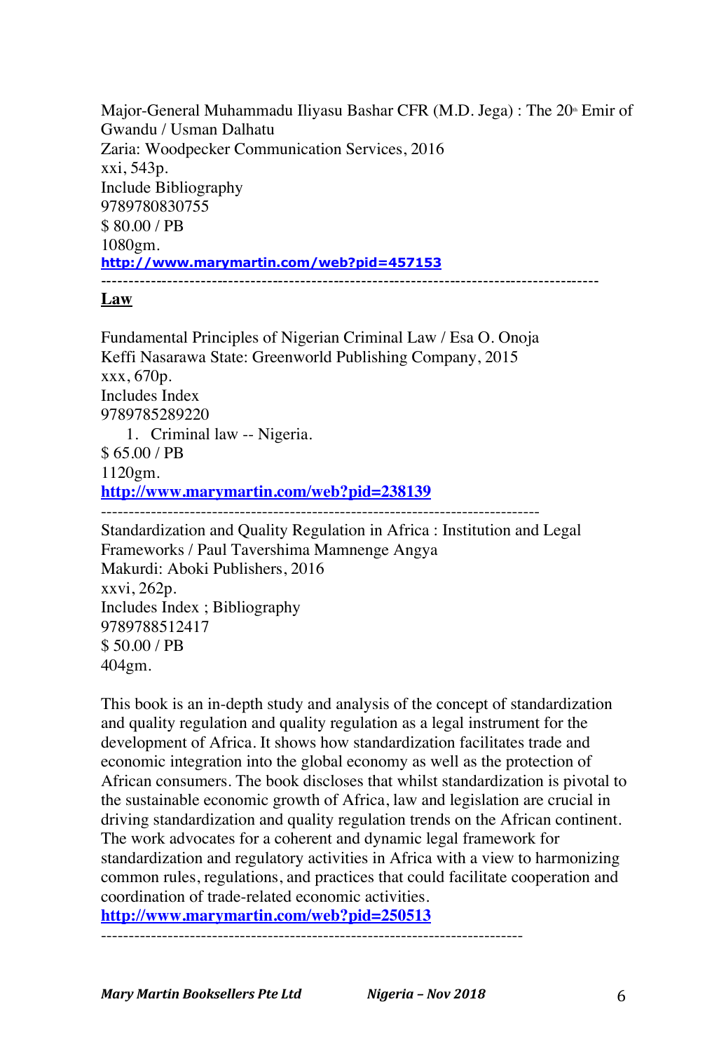Major-General Muhammadu Iliyasu Bashar CFR (M.D. Jega) : The 20th Emir of Gwandu / Usman Dalhatu
Zaria: Woodpecker Communication Services, 2016
xxi, 543p.
Include Bibliography
9789780830755
$ 80.00 / PB
1080gm.
**http://www.marymartin.com/web?pid=457153**

---

**Law**

Fundamental Principles of Nigerian Criminal Law / Esa O. Onoja
Keffi Nasarawa State: Greenworld Publishing Company, 2015
xxx, 670p.
Includes Index
9789785289220

1. Criminal law -- Nigeria.

$ 65.00 / PB
1120gm.
**http://www.marymartin.com/web?pid=238139**

---

Standardization and Quality Regulation in Africa : Institution and Legal Frameworks / Paul Tavershima Mamnenge Angya
Makurdi: Aboki Publishers, 2016
xxvi, 262p.
Includes Index ; Bibliography
9789788512417
$ 50.00 / PB
404gm.

This book is an in-depth study and analysis of the concept of standardization and quality regulation and quality regulation as a legal instrument for the development of Africa. It shows how standardization facilitates trade and economic integration into the global economy as well as the protection of African consumers. The book discloses that whilst standardization is pivotal to the sustainable economic growth of Africa, law and legislation are crucial in driving standardization and quality regulation trends on the African continent. The work advocates for a coherent and dynamic legal framework for standardization and regulatory activities in Africa with a view to harmonizing common rules, regulations, and practices that could facilitate cooperation and coordination of trade-related economic activities.
**http://www.marymartin.com/web?pid=250513**

---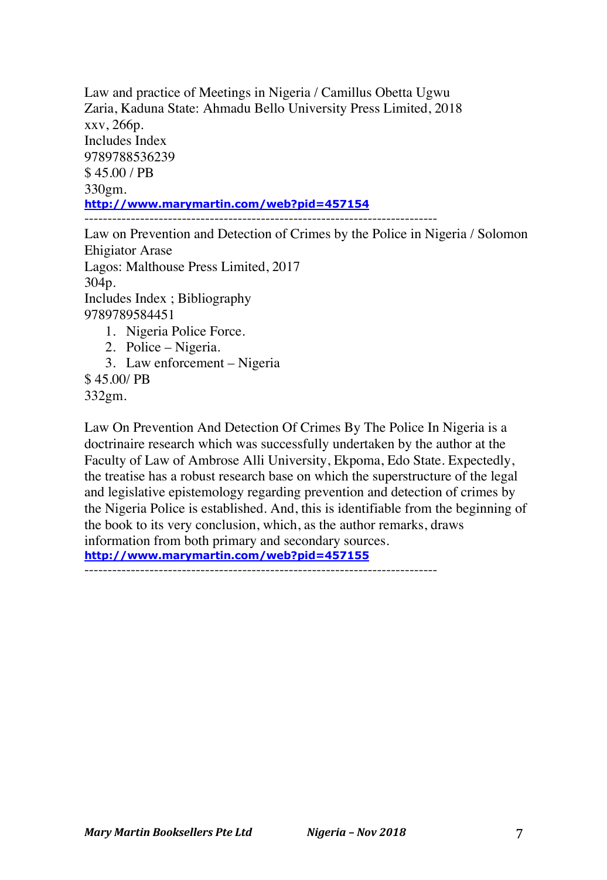Law and practice of Meetings in Nigeria / Camillus Obetta Ugwu
Zaria, Kaduna State: Ahmadu Bello University Press Limited, 2018
xxv, 266p.
Includes Index
9789788536239
$ 45.00 / PB
330gm.
**http://www.marymartin.com/web?pid=457154**

---

Law on Prevention and Detection of Crimes by the Police in Nigeria / Solomon Ehigiator Arase
Lagos: Malthouse Press Limited, 2017
304p.
Includes Index ; Bibliography
9789789584451

1. Nigeria Police Force.
2. Police – Nigeria.
3. Law enforcement – Nigeria

$ 45.00/ PB
332gm.

Law On Prevention And Detection Of Crimes By The Police In Nigeria is a doctrinaire research which was successfully undertaken by the author at the Faculty of Law of Ambrose Alli University, Ekpoma, Edo State. Expectedly, the treatise has a robust research base on which the superstructure of the legal and legislative epistemology regarding prevention and detection of crimes by the Nigeria Police is established. And, this is identifiable from the beginning of the book to its very conclusion, which, as the author remarks, draws information from both primary and secondary sources.
**http://www.marymartin.com/web?pid=457155**

---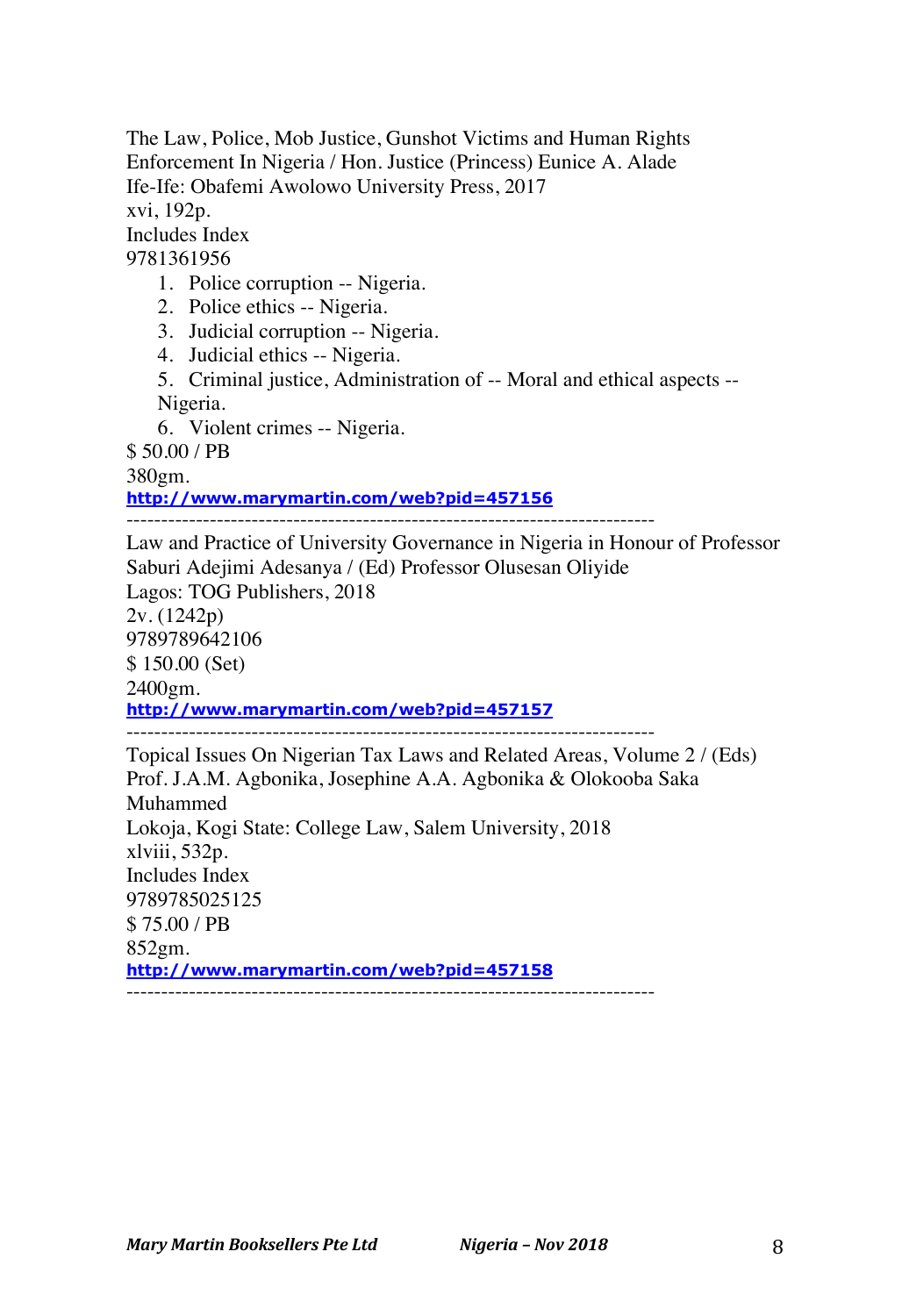The Law, Police, Mob Justice, Gunshot Victims and Human Rights Enforcement In Nigeria / Hon. Justice (Princess) Eunice A. Alade
Ife-Ife: Obafemi Awolowo University Press, 2017
xvi, 192p.
Includes Index
9781361956

1. Police corruption -- Nigeria.
2. Police ethics -- Nigeria.
3. Judicial corruption -- Nigeria.
4. Judicial ethics -- Nigeria.
5. Criminal justice, Administration of -- Moral and ethical aspects -- Nigeria.
6. Violent crimes -- Nigeria.

$ 50.00 / PB
380gm.
**http://www.marymartin.com/web?pid=457156**

---------------------------------------------------------------------------

Law and Practice of University Governance in Nigeria in Honour of Professor Saburi Adejimi Adesanya / (Ed) Professor Olusesan Oliyide
Lagos: TOG Publishers, 2018
2v. (1242p)
9789789642106
$ 150.00 (Set)
2400gm.
**http://www.marymartin.com/web?pid=457157**

---------------------------------------------------------------------------

Topical Issues On Nigerian Tax Laws and Related Areas, Volume 2 / (Eds) Prof. J.A.M. Agbonika, Josephine A.A. Agbonika & Olokooba Saka Muhammed
Lokoja, Kogi State: College Law, Salem University, 2018
xlviii, 532p.
Includes Index
9789785025125
$ 75.00 / PB
852gm.
**http://www.marymartin.com/web?pid=457158**

---------------------------------------------------------------------------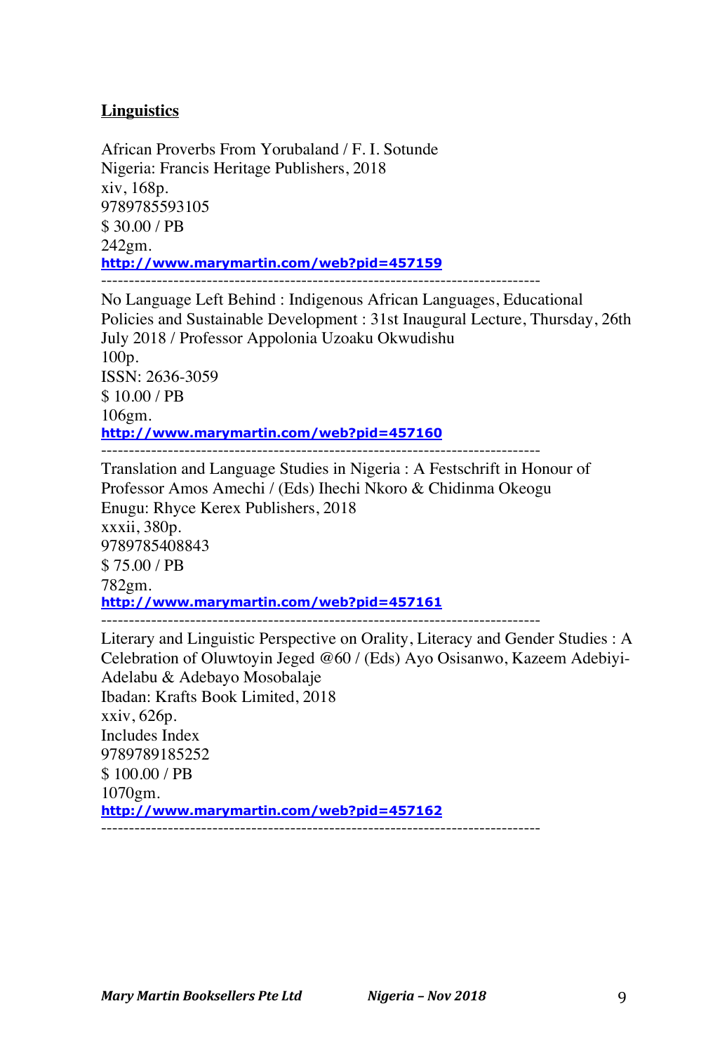**Linguistics**

African Proverbs From Yorubaland / F. I. Sotunde
Nigeria: Francis Heritage Publishers, 2018
xiv, 168p.
9789785593105
$ 30.00 / PB
242gm.
**http://www.marymartin.com/web?pid=457159**

---

No Language Left Behind : Indigenous African Languages, Educational Policies and Sustainable Development : 31st Inaugural Lecture, Thursday, 26th July 2018 / Professor Appolonia Uzoaku Okwudishu
100p.
ISSN: 2636-3059
$ 10.00 / PB
106gm.
**http://www.marymartin.com/web?pid=457160**

---

Translation and Language Studies in Nigeria : A Festschrift in Honour of Professor Amos Amechi / (Eds) Ihechi Nkoro & Chidinma Okeogu
Enugu: Rhyce Kerex Publishers, 2018
xxxii, 380p.
9789785408843
$ 75.00 / PB
782gm.
**http://www.marymartin.com/web?pid=457161**

---

Literary and Linguistic Perspective on Orality, Literacy and Gender Studies : A Celebration of Oluwtoyin Jeged @60 / (Eds) Ayo Osisanwo, Kazeem Adebiyi-Adelabu & Adebayo Mosobalaje
Ibadan: Krafts Book Limited, 2018
xxiv, 626p.
Includes Index
9789789185252
$ 100.00 / PB
1070gm.
**http://www.marymartin.com/web?pid=457162**

---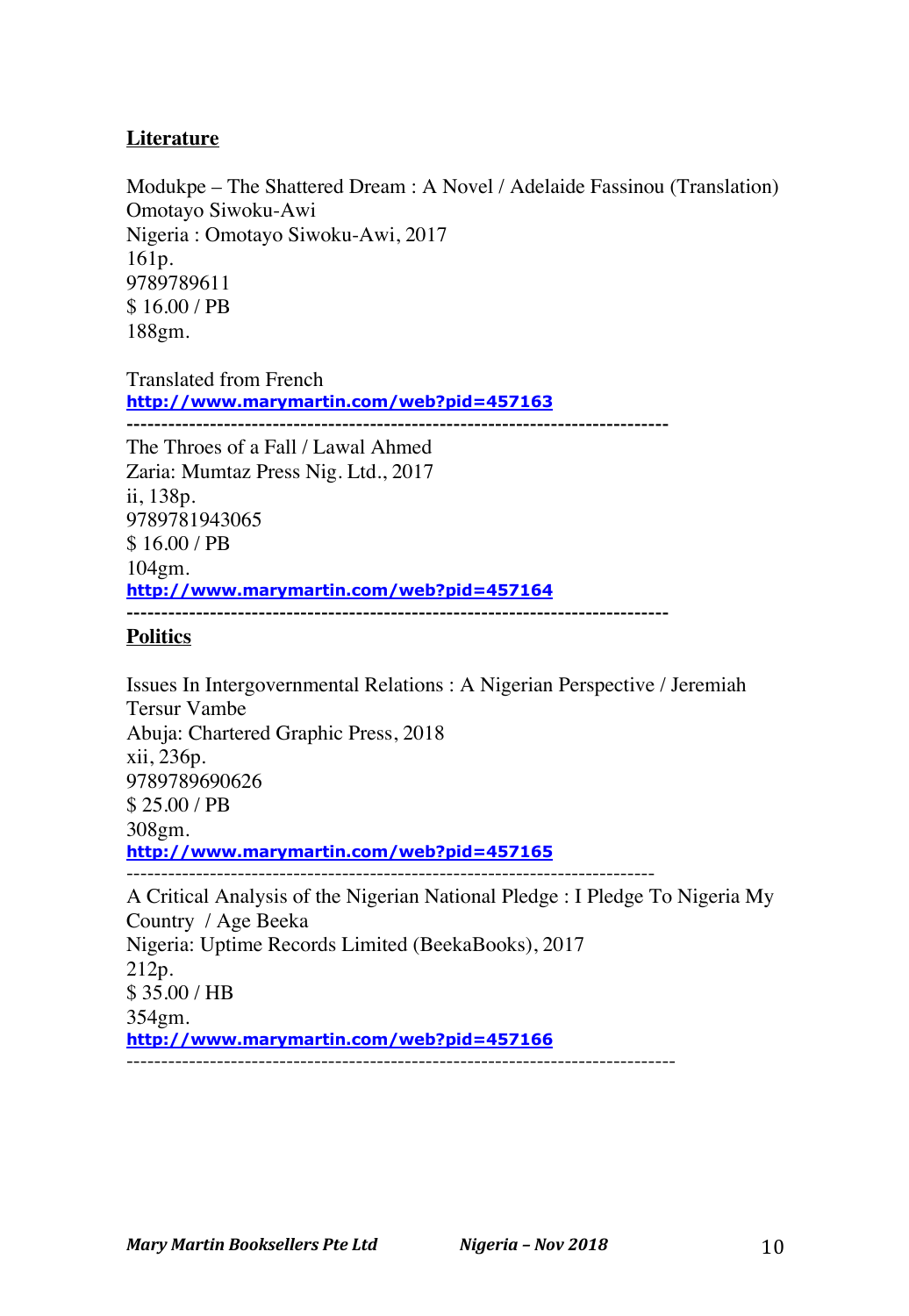## Literature

Modukpe – The Shattered Dream : A Novel / Adelaide Fassinou (Translation) Omotayo Siwoku-Awi
Nigeria : Omotayo Siwoku-Awi, 2017
161p.
9789789611
$ 16.00 / PB
188gm.

Translated from French
http://www.marymartin.com/web?pid=457163

---

The Throes of a Fall / Lawal Ahmed
Zaria: Mumtaz Press Nig. Ltd., 2017
ii, 138p.
9789781943065
$ 16.00 / PB
104gm.
http://www.marymartin.com/web?pid=457164

---

## Politics

Issues In Intergovernmental Relations : A Nigerian Perspective / Jeremiah Tersur Vambe
Abuja: Chartered Graphic Press, 2018
xii, 236p.
9789789690626
$ 25.00 / PB
308gm.
http://www.marymartin.com/web?pid=457165

---

A Critical Analysis of the Nigerian National Pledge : I Pledge To Nigeria My Country / Age Beeka
Nigeria: Uptime Records Limited (BeekaBooks), 2017
212p.
$ 35.00 / HB
354gm.
http://www.marymartin.com/web?pid=457166

---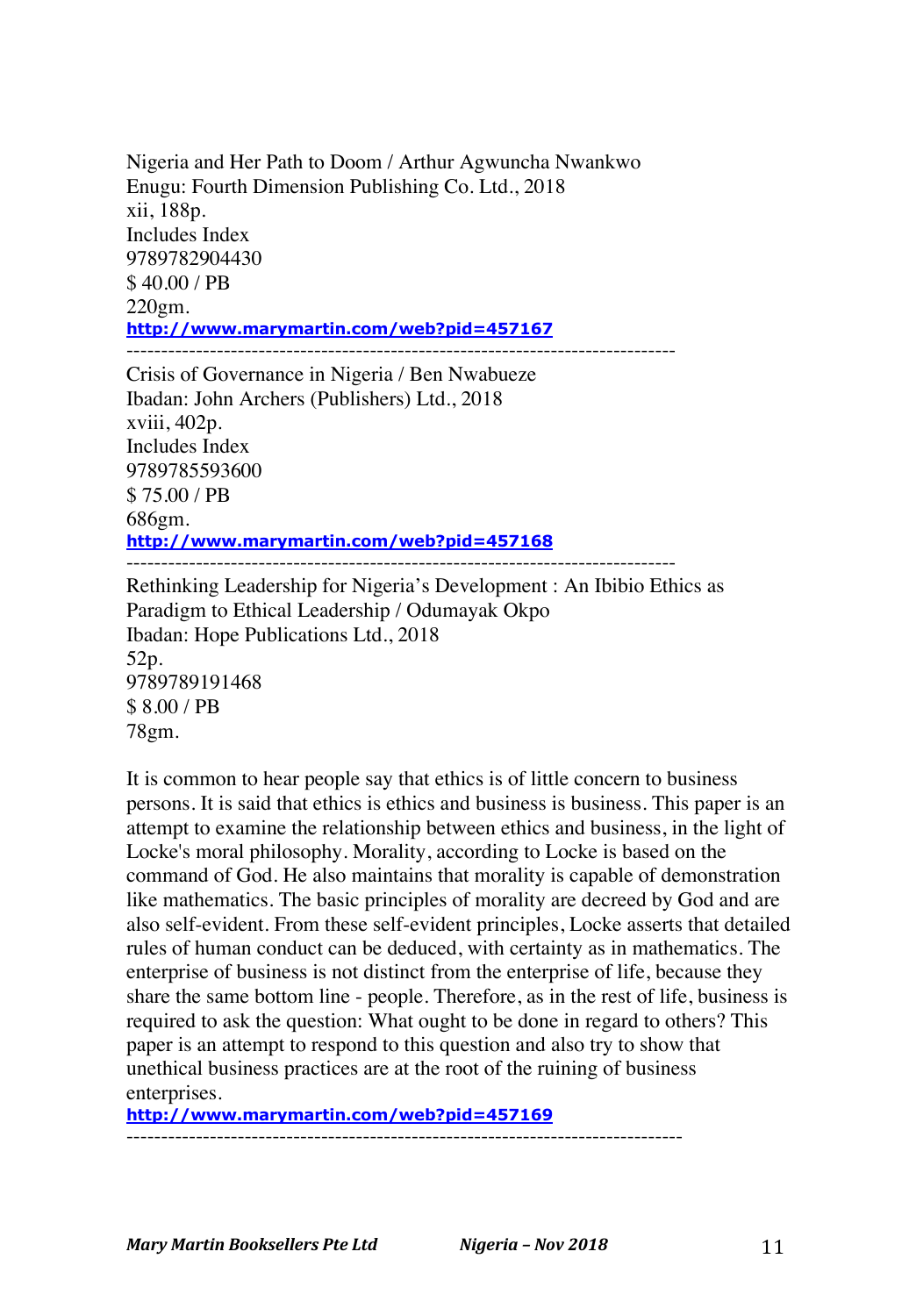Nigeria and Her Path to Doom / Arthur Agwuncha Nwankwo
Enugu: Fourth Dimension Publishing Co. Ltd., 2018
xii, 188p.
Includes Index
9789782904430
$ 40.00 / PB
220gm.
**http://www.marymartin.com/web?pid=457167**

-------------------------------------------------------------------------------

Crisis of Governance in Nigeria / Ben Nwabueze
Ibadan: John Archers (Publishers) Ltd., 2018
xviii, 402p.
Includes Index
9789785593600
$ 75.00 / PB
686gm.
**http://www.marymartin.com/web?pid=457168**

-------------------------------------------------------------------------------

Rethinking Leadership for Nigeria's Development : An Ibibio Ethics as Paradigm to Ethical Leadership / Odumayak Okpo
Ibadan: Hope Publications Ltd., 2018
52p.
9789789191468
$ 8.00 / PB
78gm.

It is common to hear people say that ethics is of little concern to business persons. It is said that ethics is ethics and business is business. This paper is an attempt to examine the relationship between ethics and business, in the light of Locke's moral philosophy. Morality, according to Locke is based on the command of God. He also maintains that morality is capable of demonstration like mathematics. The basic principles of morality are decreed by God and are also self-evident. From these self-evident principles, Locke asserts that detailed rules of human conduct can be deduced, with certainty as in mathematics. The enterprise of business is not distinct from the enterprise of life, because they share the same bottom line - people. Therefore, as in the rest of life, business is required to ask the question: What ought to be done in regard to others? This paper is an attempt to respond to this question and also try to show that unethical business practices are at the root of the ruining of business enterprises.
**http://www.marymartin.com/web?pid=457169**

-------------------------------------------------------------------------------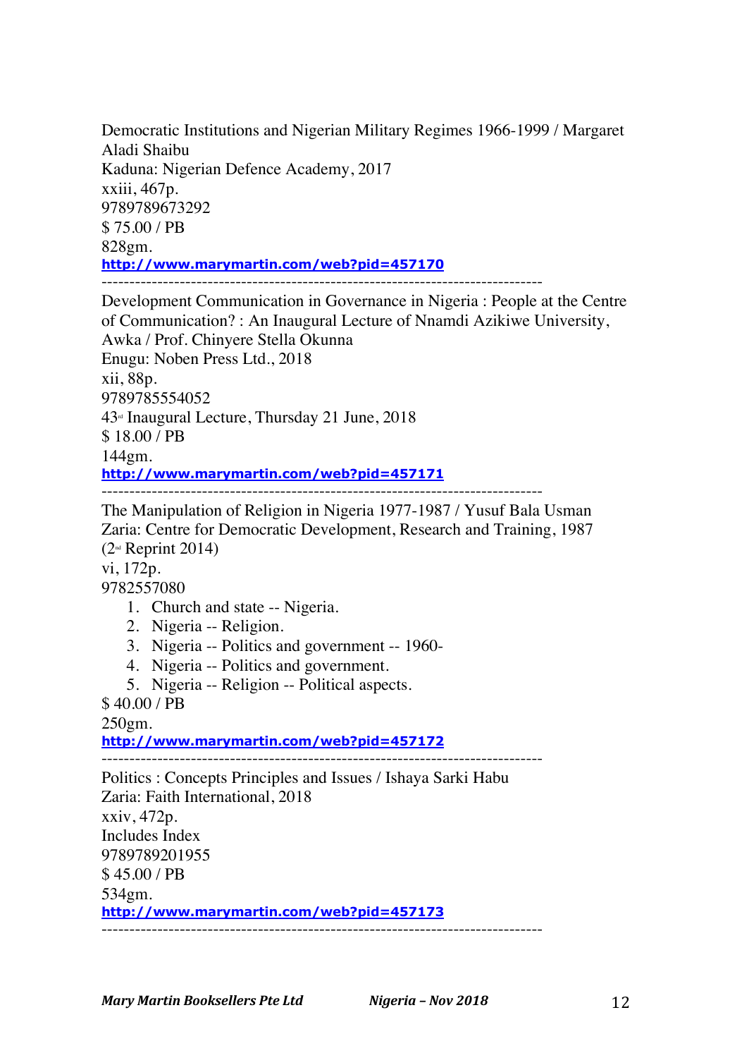Democratic Institutions and Nigerian Military Regimes 1966-1999 / Margaret Aladi Shaibu
Kaduna: Nigerian Defence Academy, 2017
xxiii, 467p.
9789789673292
$ 75.00 / PB
828gm.
**http://www.marymartin.com/web?pid=457170**

---

Development Communication in Governance in Nigeria : People at the Centre of Communication? : An Inaugural Lecture of Nnamdi Azikiwe University, Awka / Prof. Chinyere Stella Okunna
Enugu: Noben Press Ltd., 2018
xii, 88p.
9789785554052
43rd Inaugural Lecture, Thursday 21 June, 2018
$ 18.00 / PB
144gm.
**http://www.marymartin.com/web?pid=457171**

---

The Manipulation of Religion in Nigeria 1977-1987 / Yusuf Bala Usman
Zaria: Centre for Democratic Development, Research and Training, 1987
(2nd Reprint 2014)
vi, 172p.
9782557080

1. Church and state -- Nigeria.
2. Nigeria -- Religion.
3. Nigeria -- Politics and government -- 1960-
4. Nigeria -- Politics and government.
5. Nigeria -- Religion -- Political aspects.

$ 40.00 / PB
250gm.
**http://www.marymartin.com/web?pid=457172**

---

Politics : Concepts Principles and Issues / Ishaya Sarki Habu
Zaria: Faith International, 2018
xxiv, 472p.
Includes Index
9789789201955
$ 45.00 / PB
534gm.
**http://www.marymartin.com/web?pid=457173**

---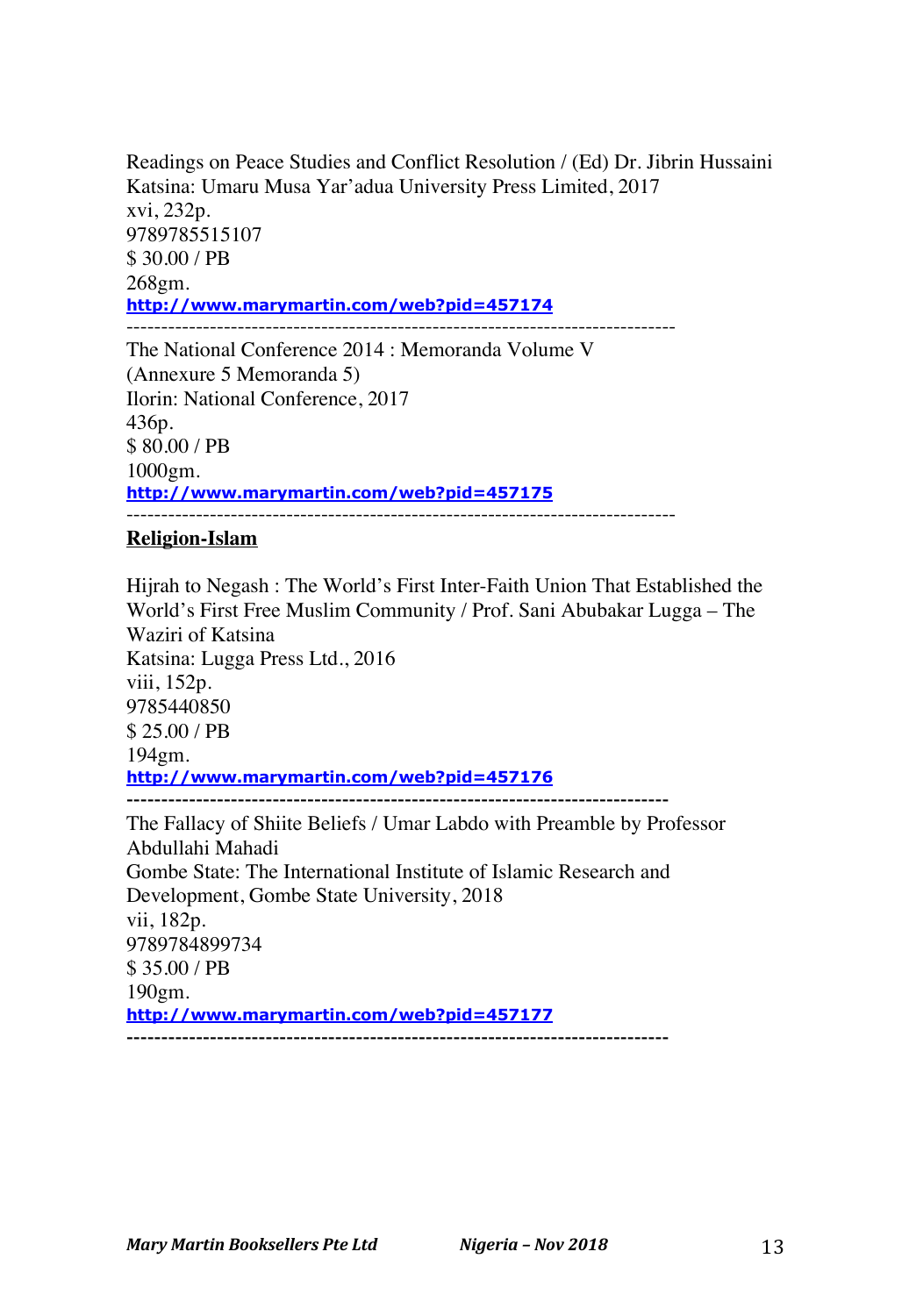Readings on Peace Studies and Conflict Resolution / (Ed) Dr. Jibrin Hussaini
Katsina: Umaru Musa Yar'adua University Press Limited, 2017
xvi, 232p.
9789785515107
$ 30.00 / PB
268gm.
**http://www.marymartin.com/web?pid=457174**

---

The National Conference 2014 : Memoranda Volume V
(Annexure 5 Memoranda 5)
Ilorin: National Conference, 2017
436p.
$ 80.00 / PB
1000gm.
**http://www.marymartin.com/web?pid=457175**

---

**Religion-Islam**

Hijrah to Negash : The World's First Inter-Faith Union That Established the World's First Free Muslim Community / Prof. Sani Abubakar Lugga – The Waziri of Katsina
Katsina: Lugga Press Ltd., 2016
viii, 152p.
9785440850
$ 25.00 / PB
194gm.
**http://www.marymartin.com/web?pid=457176**

---

The Fallacy of Shiite Beliefs / Umar Labdo with Preamble by Professor Abdullahi Mahadi
Gombe State: The International Institute of Islamic Research and Development, Gombe State University, 2018
vii, 182p.
9789784899734
$ 35.00 / PB
190gm.
**http://www.marymartin.com/web?pid=457177**

---